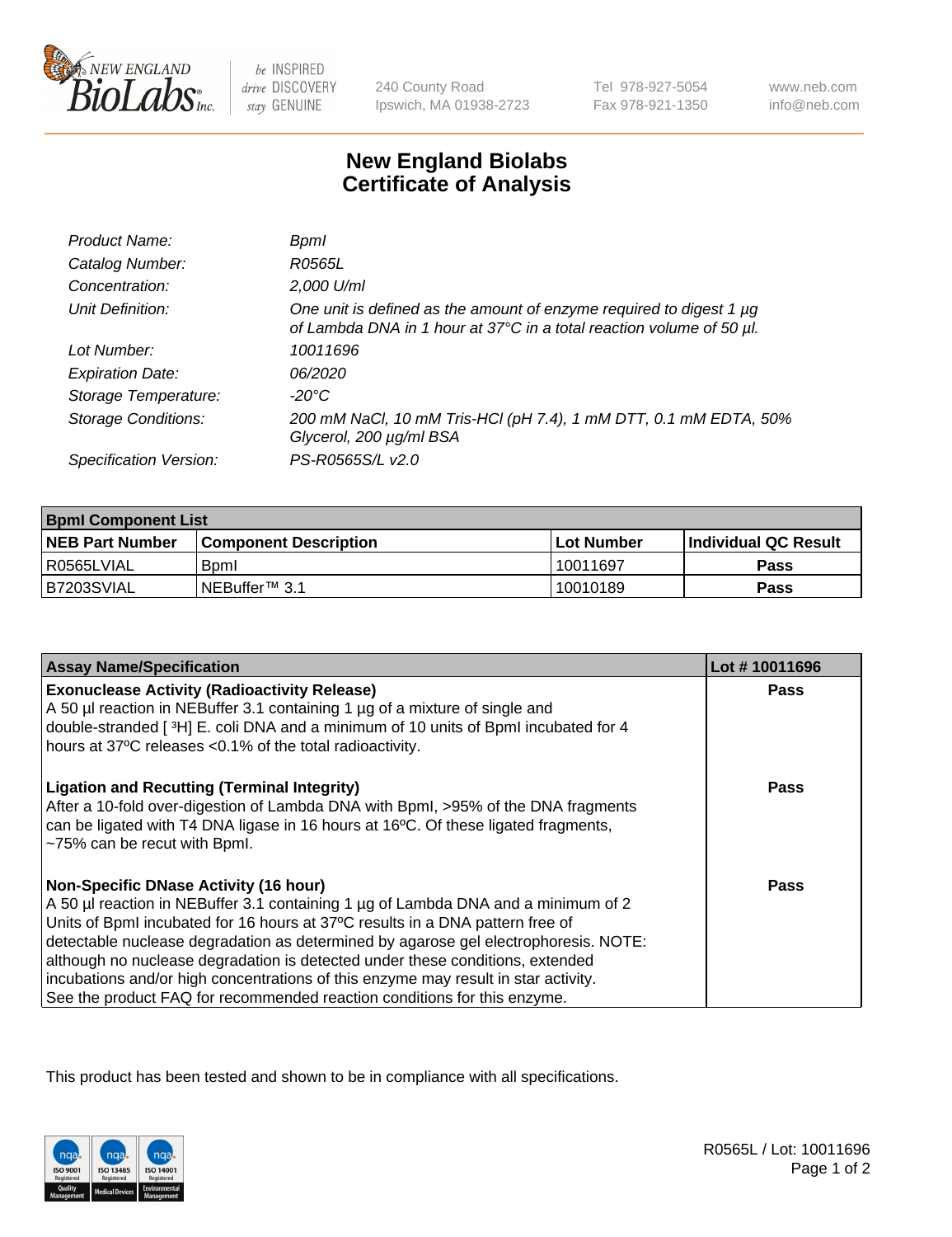New England BioLabs Inc. — be INSPIRED drive DISCOVERY stay GENUINE

240 County Road
Ipswich, MA 01938-2723

Tel 978-927-5054
Fax 978-921-1350

www.neb.com
info@neb.com

# New England Biolabs
# Certificate of Analysis

| | |
|---|---|
| *Product Name:* | *BpmI* |
| *Catalog Number:* | *R0565L* |
| *Concentration:* | *2,000 U/ml* |
| *Unit Definition:* | *One unit is defined as the amount of enzyme required to digest 1 µg of Lambda DNA in 1 hour at 37°C in a total reaction volume of 50 µl.* |
| *Lot Number:* | *10011696* |
| *Expiration Date:* | *06/2020* |
| *Storage Temperature:* | *-20°C* |
| *Storage Conditions:* | *200 mM NaCl, 10 mM Tris-HCl (pH 7.4), 1 mM DTT, 0.1 mM EDTA, 50% Glycerol, 200 µg/ml BSA* |
| *Specification Version:* | *PS-R0565S/L v2.0* |

| **BpmI Component List** | | | |
|---|---|---|---|
| **NEB Part Number** | **Component Description** | **Lot Number** | **Individual QC Result** |
| R0565LVIAL | BpmI | 10011697 | **Pass** |
| B7203SVIAL | NEBuffer™ 3.1 | 10010189 | **Pass** |

| **Assay Name/Specification** | **Lot # 10011696** |
|---|---|
| **Exonuclease Activity (Radioactivity Release)** A 50 µl reaction in NEBuffer 3.1 containing 1 µg of a mixture of single and double-stranded [ ³H] E. coli DNA and a minimum of 10 units of BpmI incubated for 4 hours at 37ºC releases <0.1% of the total radioactivity. | **Pass** |
| **Ligation and Recutting (Terminal Integrity)** After a 10-fold over-digestion of Lambda DNA with BpmI, >95% of the DNA fragments can be ligated with T4 DNA ligase in 16 hours at 16ºC. Of these ligated fragments, ~75% can be recut with BpmI. | **Pass** |
| **Non-Specific DNase Activity (16 hour)** A 50 µl reaction in NEBuffer 3.1 containing 1 µg of Lambda DNA and a minimum of 2 Units of BpmI incubated for 16 hours at 37ºC results in a DNA pattern free of detectable nuclease degradation as determined by agarose gel electrophoresis. NOTE: although no nuclease degradation is detected under these conditions, extended incubations and/or high concentrations of this enzyme may result in star activity. See the product FAQ for recommended reaction conditions for this enzyme. | **Pass** |

This product has been tested and shown to be in compliance with all specifications.

R0565L / Lot: 10011696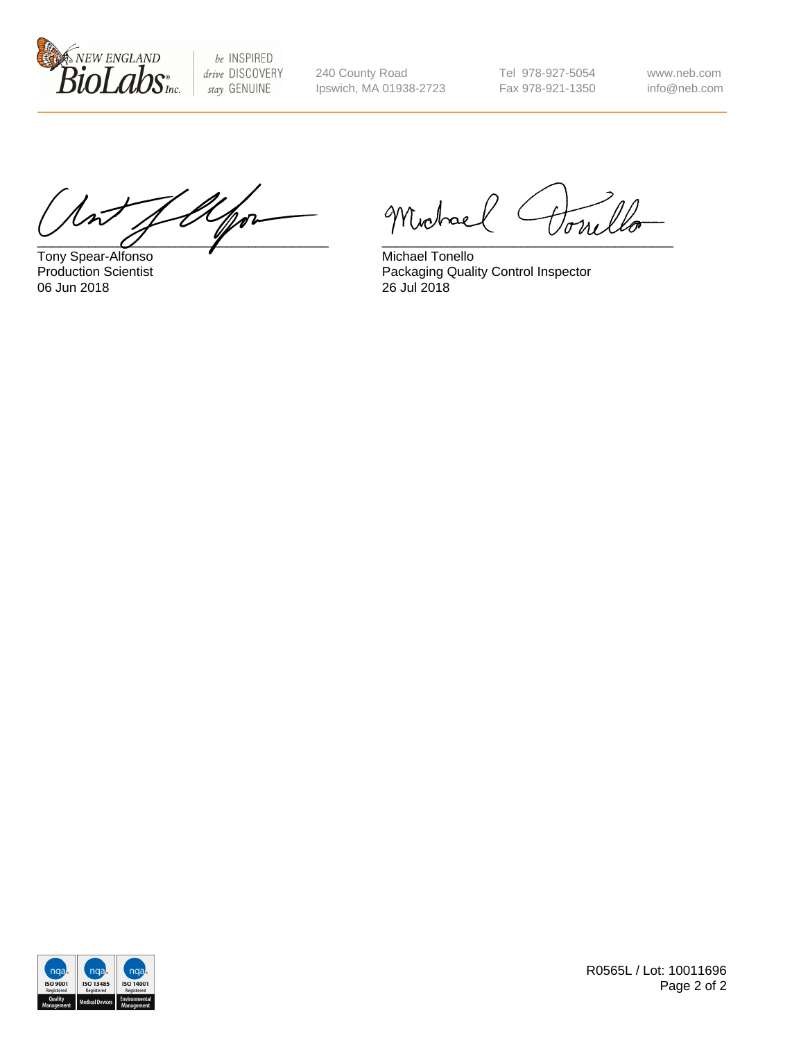Tony Spear-Alfonso
Production Scientist
06 Jun 2018

Michael Tonello
Packaging Quality Control Inspector
26 Jul 2018

R0565L / Lot: 10011696